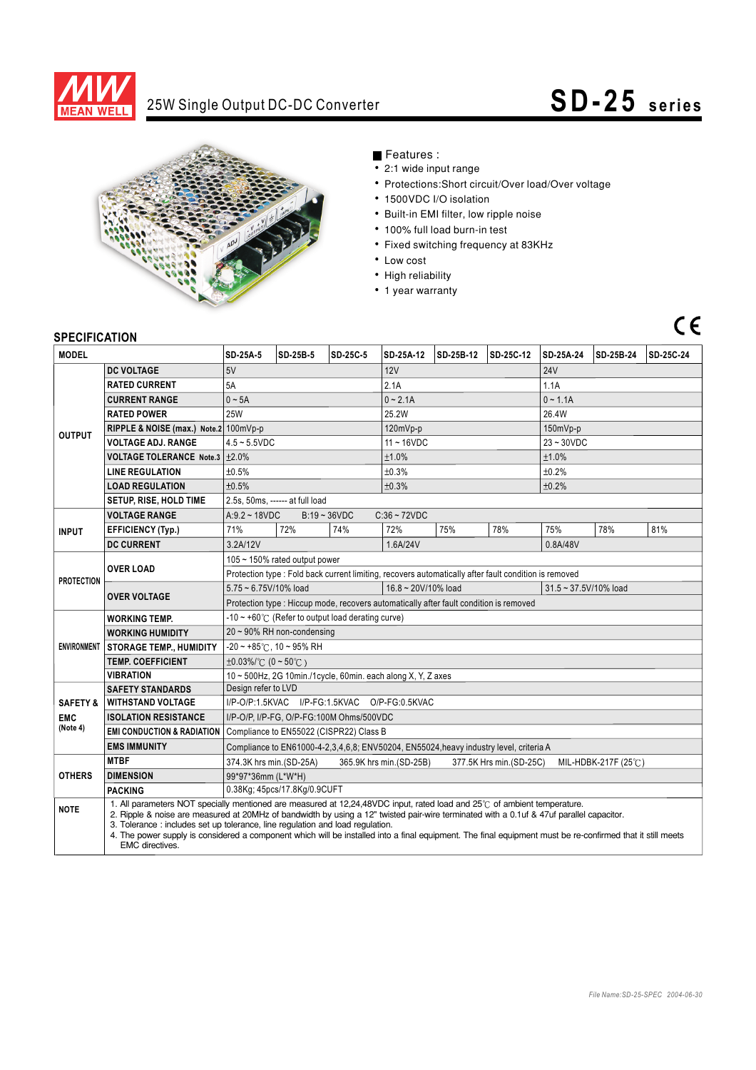# 25W Single Output DC-DC Converter

## SD-25 series

■ Features :

- 2:1 wide input range
- Protections:Short circuit/Over load/Over voltage
- 1500VDC I/O isolation
- Built-in EMI filter, low ripple noise
- 100% full load burn-in test
- Fixed switching frequency at 83KHz
- Low cost
- High reliability
- 1 year warranty

CE

## SPECIFICATION

| MODEL | | SD-25A-5 | SD-25B-5 | SD-25C-5 | SD-25A-12 | SD-25B-12 | SD-25C-12 | SD-25A-24 | SD-25B-24 | SD-25C-24 |
|---|---|---|---|---|---|---|---|---|---|---|
| OUTPUT | DC VOLTAGE | 5V | | | 12V | | | 24V | | |
| | RATED CURRENT | 5A | | | 2.1A | | | 1.1A | | |
| | CURRENT RANGE | 0 ~ 5A | | | 0 ~ 2.1A | | | 0 ~ 1.1A | | |
| | RATED POWER | 25W | | | 25.2W | | | 26.4W | | |
| | RIPPLE & NOISE (max.) Note.2 | 100mVp-p | | | 120mVp-p | | | 150mVp-p | | |
| | VOLTAGE ADJ. RANGE | 4.5 ~ 5.5VDC | | | 11 ~ 16VDC | | | 23 ~ 30VDC | | |
| | VOLTAGE TOLERANCE Note.3 | ±2.0% | | | ±1.0% | | | ±1.0% | | |
| | LINE REGULATION | ±0.5% | | | ±0.3% | | | ±0.2% | | |
| | LOAD REGULATION | ±0.5% | | | ±0.3% | | | ±0.2% | | |
| | SETUP, RISE, HOLD TIME | 2.5s, 50ms, ------ at full load | | | | | | | | |
| INPUT | VOLTAGE RANGE | A:9.2 ~ 18VDC B:19 ~ 36VDC C:36 ~ 72VDC | | | | | | | | |
| | EFFICIENCY (Typ.) | 71% | 72% | 74% | 72% | 75% | 78% | 75% | 78% | 81% |
| | DC CURRENT | 3.2A/12V | | | 1.6A/24V | | | 0.8A/48V | | |
| PROTECTION | OVER LOAD | 105 ~ 150% rated output power | | | | | | | | |
| | | Protection type : Fold back current limiting, recovers automatically after fault condition is removed | | | | | | | | |
| | OVER VOLTAGE | 5.75 ~ 6.75V/10% load | | | 16.8 ~ 20V/10% load | | | 31.5 ~ 37.5V/10% load | | |
| | | Protection type : Hiccup mode, recovers automatically after fault condition is removed | | | | | | | | |
| ENVIRONMENT | WORKING TEMP. | -10 ~ +60℃ (Refer to output load derating curve) | | | | | | | | |
| | WORKING HUMIDITY | 20 ~ 90% RH non-condensing | | | | | | | | |
| | STORAGE TEMP., HUMIDITY | -20 ~ +85℃, 10 ~ 95% RH | | | | | | | | |
| | TEMP. COEFFICIENT | ±0.03%/℃ (0 ~ 50℃) | | | | | | | | |
| | VIBRATION | 10 ~ 500Hz, 2G 10min./1cycle, 60min. each along X, Y, Z axes | | | | | | | | |
| SAFETY & EMC (Note 4) | SAFETY STANDARDS | Design refer to LVD | | | | | | | | |
| | WITHSTAND VOLTAGE | I/P-O/P:1.5KVAC I/P-FG:1.5KVAC O/P-FG:0.5KVAC | | | | | | | | |
| | ISOLATION RESISTANCE | I/P-O/P, I/P-FG, O/P-FG:100M Ohms/500VDC | | | | | | | | |
| | EMI CONDUCTION & RADIATION | Compliance to EN55022 (CISPR22) Class B | | | | | | | | |
| | EMS IMMUNITY | Compliance to EN61000-4-2,3,4,6,8; ENV50204, EN55024,heavy industry level, criteria A | | | | | | | | |
| OTHERS | MTBF | 374.3K hrs min.(SD-25A) 365.9K hrs min.(SD-25B) 377.5K Hrs min.(SD-25C) MIL-HDBK-217F (25℃) | | | | | | | | |
| | DIMENSION | 99*97*36mm (L*W*H) | | | | | | | | |
| | PACKING | 0.38Kg; 45pcs/17.8Kg/0.9CUFT | | | | | | | | |
| NOTE | | 1. All parameters NOT specially mentioned are measured at 12,24,48VDC input, rated load and 25℃ of ambient temperature.<br>2. Ripple & noise are measured at 20MHz of bandwidth by using a 12" twisted pair-wire terminated with a 0.1uf & 47uf parallel capacitor.<br>3. Tolerance : includes set up tolerance, line regulation and load regulation.<br>4. The power supply is considered a component which will be installed into a final equipment. The final equipment must be re-confirmed that it still meets EMC directives. | | | | | | | | |

*File Name:SD-25-SPEC 2004-06-30*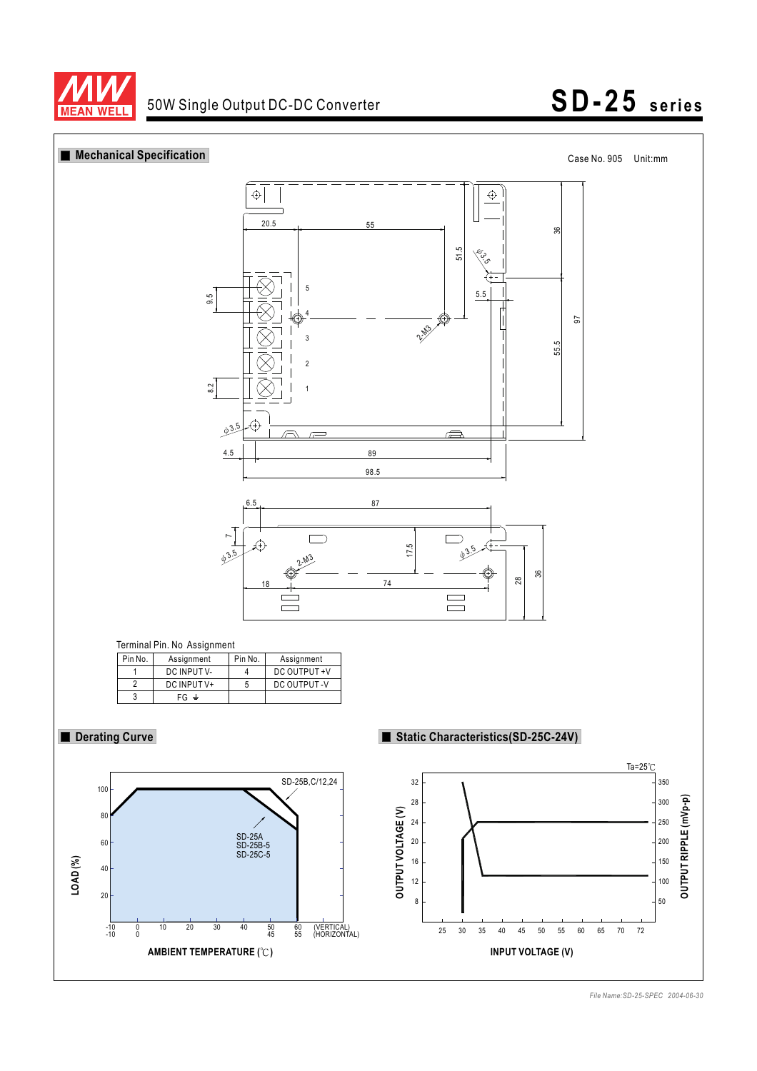# 50W Single Output DC-DC Converter

# SD-25 series

## Mechanical Specification

Case No. 905 Unit:mm

20.5
55
51.5
φ3.5
36
5.5
9.5
5
4
3
2
1
8.2
2-M3
55.5
97
φ3.5
4.5
89
98.5

6.5
87
7
φ3.5
17.5
φ3.5
2-M3
18
74
28
36

Terminal Pin. No Assignment

| Pin No. | Assignment | Pin No. | Assignment |
|---|---|---|---|
| 1 | DC INPUT V- | 4 | DC OUTPUT +V |
| 2 | DC INPUT V+ | 5 | DC OUTPUT -V |
| 3 | FG ⏚ | | |

## Derating Curve

SD-25B,C/12,24
SD-25A
SD-25B-5
SD-25C-5
LOAD (%)
100
80
60
40
20
-10 0 10 20 30 40 50 60 (VERTICAL)
-10 0 45 55 (HORIZONTAL)
AMBIENT TEMPERATURE (℃)

## Static Characteristics(SD-25C-24V)

Ta=25℃
OUTPUT VOLTAGE (V)
32
28
24
20
16
12
8
OUTPUT RIPPLE (mVp-p)
350
300
250
200
150
100
50
25 30 35 40 45 50 55 60 65 70 72
INPUT VOLTAGE (V)

*File Name:SD-25-SPEC 2004-06-30*